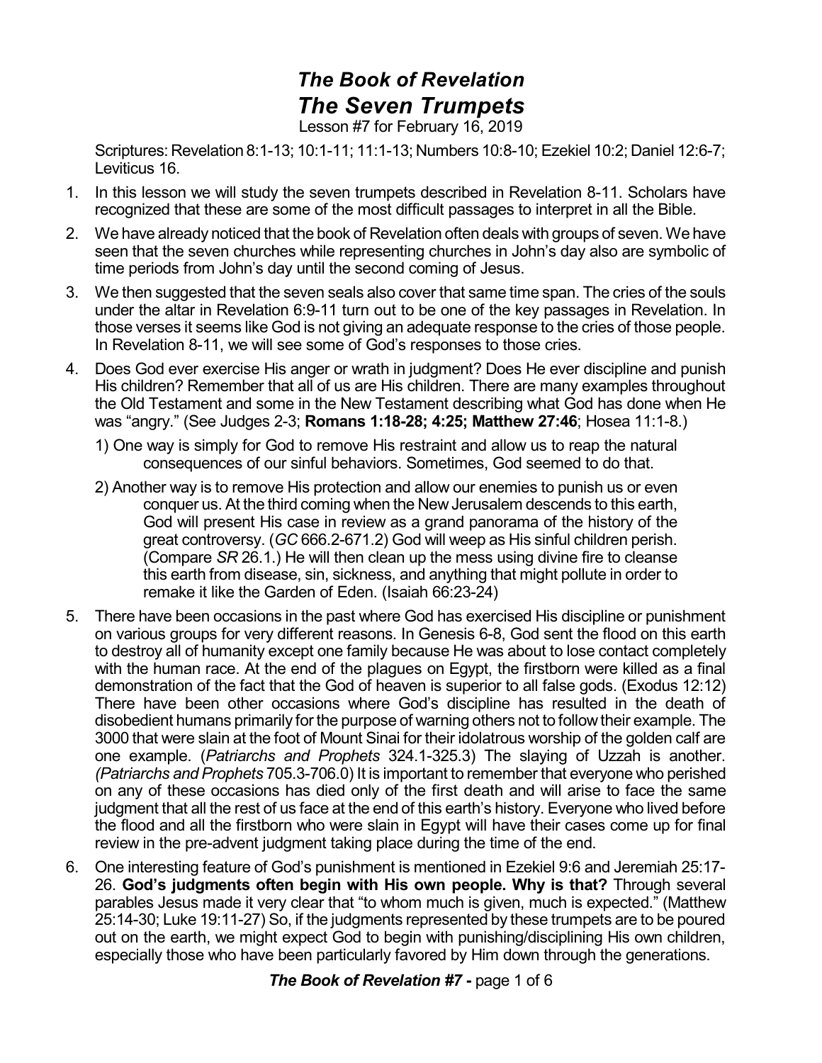# *The Book of Revelation*
# *The Seven Trumpets*

Lesson #7 for February 16, 2019

Scriptures: Revelation 8:1-13; 10:1-11; 11:1-13; Numbers 10:8-10; Ezekiel 10:2; Daniel 12:6-7; Leviticus 16.

1. In this lesson we will study the seven trumpets described in Revelation 8-11. Scholars have recognized that these are some of the most difficult passages to interpret in all the Bible.
2. We have already noticed that the book of Revelation often deals with groups of seven. We have seen that the seven churches while representing churches in John's day also are symbolic of time periods from John's day until the second coming of Jesus.
3. We then suggested that the seven seals also cover that same time span. The cries of the souls under the altar in Revelation 6:9-11 turn out to be one of the key passages in Revelation. In those verses it seems like God is not giving an adequate response to the cries of those people. In Revelation 8-11, we will see some of God's responses to those cries.
4. Does God ever exercise His anger or wrath in judgment? Does He ever discipline and punish His children? Remember that all of us are His children. There are many examples throughout the Old Testament and some in the New Testament describing what God has done when He was "angry." (See Judges 2-3; **Romans 1:18-28; 4:25; Matthew 27:46**; Hosea 11:1-8.)
   1) One way is simply for God to remove His restraint and allow us to reap the natural consequences of our sinful behaviors. Sometimes, God seemed to do that.
   2) Another way is to remove His protection and allow our enemies to punish us or even conquer us. At the third coming when the New Jerusalem descends to this earth, God will present His case in review as a grand panorama of the history of the great controversy. (*GC* 666.2-671.2) God will weep as His sinful children perish. (Compare *SR* 26.1.) He will then clean up the mess using divine fire to cleanse this earth from disease, sin, sickness, and anything that might pollute in order to remake it like the Garden of Eden. (Isaiah 66:23-24)
5. There have been occasions in the past where God has exercised His discipline or punishment on various groups for very different reasons. In Genesis 6-8, God sent the flood on this earth to destroy all of humanity except one family because He was about to lose contact completely with the human race. At the end of the plagues on Egypt, the firstborn were killed as a final demonstration of the fact that the God of heaven is superior to all false gods. (Exodus 12:12) There have been other occasions where God's discipline has resulted in the death of disobedient humans primarily for the purpose of warning others not to follow their example. The 3000 that were slain at the foot of Mount Sinai for their idolatrous worship of the golden calf are one example. (*Patriarchs and Prophets* 324.1-325.3) The slaying of Uzzah is another. *(Patriarchs and Prophets* 705.3-706.0) It is important to remember that everyone who perished on any of these occasions has died only of the first death and will arise to face the same judgment that all the rest of us face at the end of this earth's history. Everyone who lived before the flood and all the firstborn who were slain in Egypt will have their cases come up for final review in the pre-advent judgment taking place during the time of the end.
6. One interesting feature of God's punishment is mentioned in Ezekiel 9:6 and Jeremiah 25:17-26. **God's judgments often begin with His own people. Why is that?** Through several parables Jesus made it very clear that "to whom much is given, much is expected." (Matthew 25:14-30; Luke 19:11-27) So, if the judgments represented by these trumpets are to be poured out on the earth, we might expect God to begin with punishing/disciplining His own children, especially those who have been particularly favored by Him down through the generations.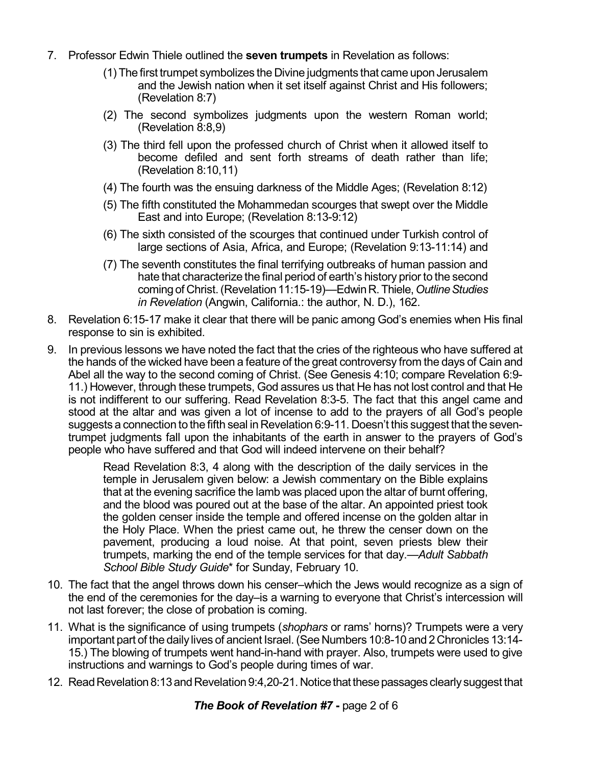7. Professor Edwin Thiele outlined the **seven trumpets** in Revelation as follows:

   (1) The first trumpet symbolizes the Divine judgments that came upon Jerusalem and the Jewish nation when it set itself against Christ and His followers; (Revelation 8:7)

   (2) The second symbolizes judgments upon the western Roman world; (Revelation 8:8,9)

   (3) The third fell upon the professed church of Christ when it allowed itself to become defiled and sent forth streams of death rather than life; (Revelation 8:10,11)

   (4) The fourth was the ensuing darkness of the Middle Ages; (Revelation 8:12)

   (5) The fifth constituted the Mohammedan scourges that swept over the Middle East and into Europe; (Revelation 8:13-9:12)

   (6) The sixth consisted of the scourges that continued under Turkish control of large sections of Asia, Africa, and Europe; (Revelation 9:13-11:14) and

   (7) The seventh constitutes the final terrifying outbreaks of human passion and hate that characterize the final period of earth's history prior to the second coming of Christ. (Revelation 11:15-19)—Edwin R. Thiele, *Outline Studies in Revelation* (Angwin, California.: the author, N. D.), 162.

8. Revelation 6:15-17 make it clear that there will be panic among God's enemies when His final response to sin is exhibited.

9. In previous lessons we have noted the fact that the cries of the righteous who have suffered at the hands of the wicked have been a feature of the great controversy from the days of Cain and Abel all the way to the second coming of Christ. (See Genesis 4:10; compare Revelation 6:9-11.) However, through these trumpets, God assures us that He has not lost control and that He is not indifferent to our suffering. Read Revelation 8:3-5. The fact that this angel came and stood at the altar and was given a lot of incense to add to the prayers of all God's people suggests a connection to the fifth seal in Revelation 6:9-11. Doesn't this suggest that the seven-trumpet judgments fall upon the inhabitants of the earth in answer to the prayers of God's people who have suffered and that God will indeed intervene on their behalf?

   Read Revelation 8:3, 4 along with the description of the daily services in the temple in Jerusalem given below: a Jewish commentary on the Bible explains that at the evening sacrifice the lamb was placed upon the altar of burnt offering, and the blood was poured out at the base of the altar. An appointed priest took the golden censer inside the temple and offered incense on the golden altar in the Holy Place. When the priest came out, he threw the censer down on the pavement, producing a loud noise. At that point, seven priests blew their trumpets, marking the end of the temple services for that day.—*Adult Sabbath School Bible Study Guide*\* for Sunday, February 10.

10. The fact that the angel throws down his censer–which the Jews would recognize as a sign of the end of the ceremonies for the day–is a warning to everyone that Christ's intercession will not last forever; the close of probation is coming.

11. What is the significance of using trumpets (*shophars* or rams' horns)? Trumpets were a very important part of the daily lives of ancient Israel. (See Numbers 10:8-10 and 2 Chronicles 13:14-15.) The blowing of trumpets went hand-in-hand with prayer. Also, trumpets were used to give instructions and warnings to God's people during times of war.

12. Read Revelation 8:13 and Revelation 9:4,20-21. Notice that these passages clearly suggest that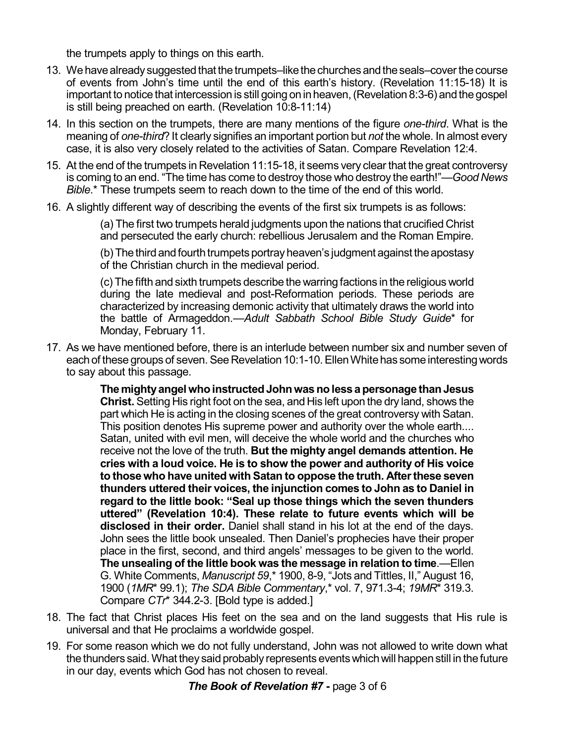the trumpets apply to things on this earth.

13. We have already suggested that the trumpets–like the churches and the seals–cover the course of events from John's time until the end of this earth's history. (Revelation 11:15-18) It is important to notice that intercession is still going on in heaven, (Revelation 8:3-6) and the gospel is still being preached on earth. (Revelation 10:8-11:14)

14. In this section on the trumpets, there are many mentions of the figure *one-third*. What is the meaning of *one-third*? It clearly signifies an important portion but *not* the whole. In almost every case, it is also very closely related to the activities of Satan. Compare Revelation 12:4.

15. At the end of the trumpets in Revelation 11:15-18, it seems very clear that the great controversy is coming to an end. "The time has come to destroy those who destroy the earth!"—*Good News Bible*.* These trumpets seem to reach down to the time of the end of this world.

16. A slightly different way of describing the events of the first six trumpets is as follows:

> (a) The first two trumpets herald judgments upon the nations that crucified Christ and persecuted the early church: rebellious Jerusalem and the Roman Empire.
>
> (b) The third and fourth trumpets portray heaven's judgment against the apostasy of the Christian church in the medieval period.
>
> (c) The fifth and sixth trumpets describe the warring factions in the religious world during the late medieval and post-Reformation periods. These periods are characterized by increasing demonic activity that ultimately draws the world into the battle of Armageddon.—*Adult Sabbath School Bible Study Guide** for Monday, February 11.

17. As we have mentioned before, there is an interlude between number six and number seven of each of these groups of seven. See Revelation 10:1-10. Ellen White has some interesting words to say about this passage.

> **The mighty angel who instructed John was no less a personage than Jesus Christ.** Setting His right foot on the sea, and His left upon the dry land, shows the part which He is acting in the closing scenes of the great controversy with Satan. This position denotes His supreme power and authority over the whole earth.... Satan, united with evil men, will deceive the whole world and the churches who receive not the love of the truth. **But the mighty angel demands attention. He cries with a loud voice. He is to show the power and authority of His voice to those who have united with Satan to oppose the truth. After these seven thunders uttered their voices, the injunction comes to John as to Daniel in regard to the little book: "Seal up those things which the seven thunders uttered" (Revelation 10:4). These relate to future events which will be disclosed in their order.** Daniel shall stand in his lot at the end of the days. John sees the little book unsealed. Then Daniel's prophecies have their proper place in the first, second, and third angels' messages to be given to the world. **The unsealing of the little book was the message in relation to time**.—Ellen G. White Comments, *Manuscript 59*,* 1900, 8-9, "Jots and Tittles, II," August 16, 1900 (*1MR** 99.1); *The SDA Bible Commentary*,* vol. 7, 971.3-4; *19MR** 319.3. Compare *CTr** 344.2-3. [Bold type is added.]

18. The fact that Christ places His feet on the sea and on the land suggests that His rule is universal and that He proclaims a worldwide gospel.

19. For some reason which we do not fully understand, John was not allowed to write down what the thunders said. What they said probably represents events which will happen still in the future in our day, events which God has not chosen to reveal.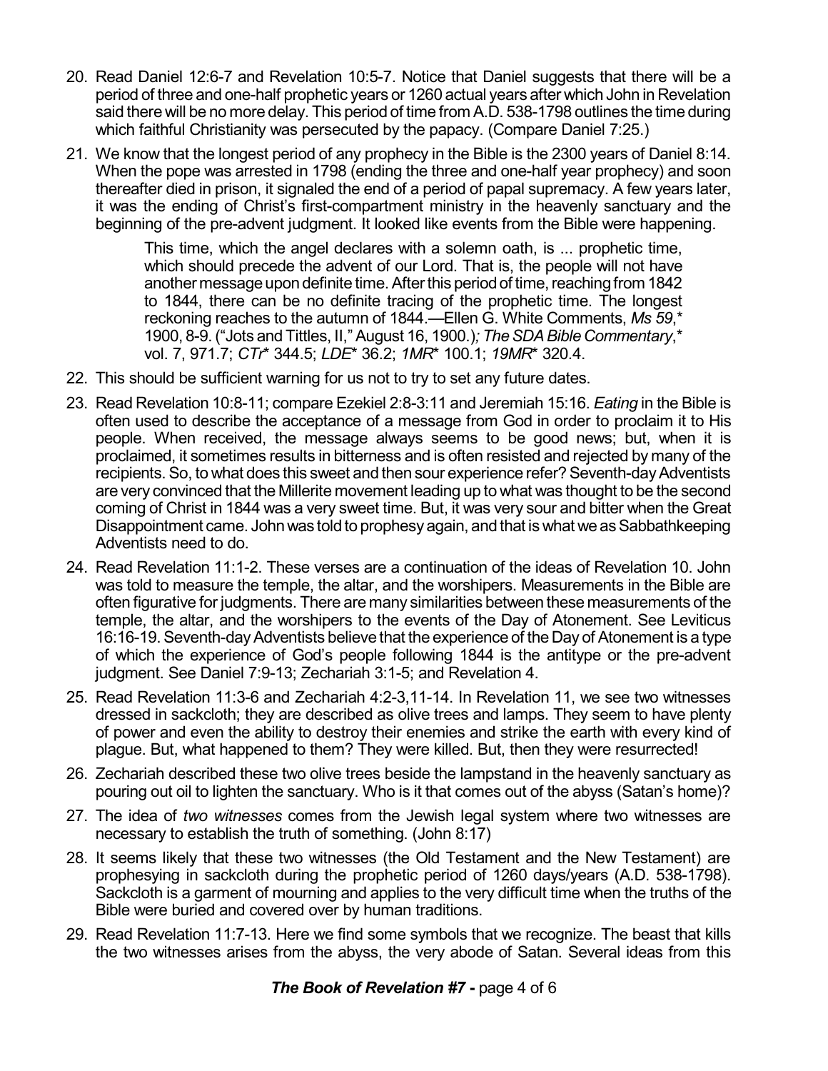20. Read Daniel 12:6-7 and Revelation 10:5-7. Notice that Daniel suggests that there will be a period of three and one-half prophetic years or 1260 actual years after which John in Revelation said there will be no more delay. This period of time from A.D. 538-1798 outlines the time during which faithful Christianity was persecuted by the papacy. (Compare Daniel 7:25.)

21. We know that the longest period of any prophecy in the Bible is the 2300 years of Daniel 8:14. When the pope was arrested in 1798 (ending the three and one-half year prophecy) and soon thereafter died in prison, it signaled the end of a period of papal supremacy. A few years later, it was the ending of Christ's first-compartment ministry in the heavenly sanctuary and the beginning of the pre-advent judgment. It looked like events from the Bible were happening.

> This time, which the angel declares with a solemn oath, is ... prophetic time, which should precede the advent of our Lord. That is, the people will not have another message upon definite time. After this period of time, reaching from 1842 to 1844, there can be no definite tracing of the prophetic time. The longest reckoning reaches to the autumn of 1844.—Ellen G. White Comments, *Ms 59*,* 1900, 8-9. ("Jots and Tittles, II," August 16, 1900.)*; The SDA Bible Commentary*,* vol. 7, 971.7; *CTr** 344.5; *LDE** 36.2; *1MR** 100.1; *19MR** 320.4.

22. This should be sufficient warning for us not to try to set any future dates.

23. Read Revelation 10:8-11; compare Ezekiel 2:8-3:11 and Jeremiah 15:16. *Eating* in the Bible is often used to describe the acceptance of a message from God in order to proclaim it to His people. When received, the message always seems to be good news; but, when it is proclaimed, it sometimes results in bitterness and is often resisted and rejected by many of the recipients. So, to what does this sweet and then sour experience refer? Seventh-day Adventists are very convinced that the Millerite movement leading up to what was thought to be the second coming of Christ in 1844 was a very sweet time. But, it was very sour and bitter when the Great Disappointment came. John was told to prophesy again, and that is what we as Sabbathkeeping Adventists need to do.

24. Read Revelation 11:1-2. These verses are a continuation of the ideas of Revelation 10. John was told to measure the temple, the altar, and the worshipers. Measurements in the Bible are often figurative for judgments. There are many similarities between these measurements of the temple, the altar, and the worshipers to the events of the Day of Atonement. See Leviticus 16:16-19. Seventh-day Adventists believe that the experience of the Day of Atonement is a type of which the experience of God's people following 1844 is the antitype or the pre-advent judgment. See Daniel 7:9-13; Zechariah 3:1-5; and Revelation 4.

25. Read Revelation 11:3-6 and Zechariah 4:2-3,11-14. In Revelation 11, we see two witnesses dressed in sackcloth; they are described as olive trees and lamps. They seem to have plenty of power and even the ability to destroy their enemies and strike the earth with every kind of plague. But, what happened to them? They were killed. But, then they were resurrected!

26. Zechariah described these two olive trees beside the lampstand in the heavenly sanctuary as pouring out oil to lighten the sanctuary. Who is it that comes out of the abyss (Satan's home)?

27. The idea of *two witnesses* comes from the Jewish legal system where two witnesses are necessary to establish the truth of something. (John 8:17)

28. It seems likely that these two witnesses (the Old Testament and the New Testament) are prophesying in sackcloth during the prophetic period of 1260 days/years (A.D. 538-1798). Sackcloth is a garment of mourning and applies to the very difficult time when the truths of the Bible were buried and covered over by human traditions.

29. Read Revelation 11:7-13. Here we find some symbols that we recognize. The beast that kills the two witnesses arises from the abyss, the very abode of Satan. Several ideas from this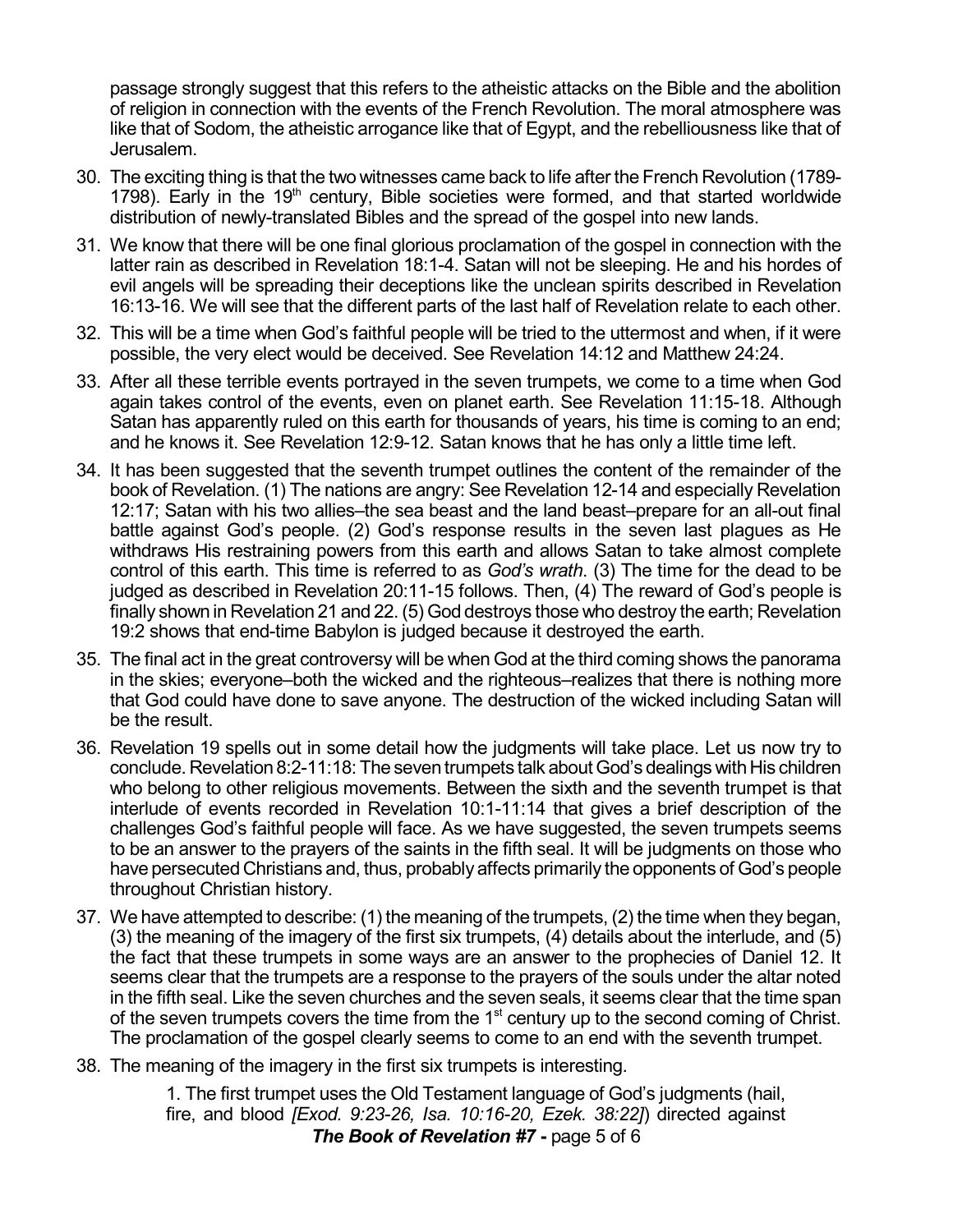passage strongly suggest that this refers to the atheistic attacks on the Bible and the abolition of religion in connection with the events of the French Revolution. The moral atmosphere was like that of Sodom, the atheistic arrogance like that of Egypt, and the rebelliousness like that of Jerusalem.

30. The exciting thing is that the two witnesses came back to life after the French Revolution (1789-1798). Early in the 19th century, Bible societies were formed, and that started worldwide distribution of newly-translated Bibles and the spread of the gospel into new lands.
31. We know that there will be one final glorious proclamation of the gospel in connection with the latter rain as described in Revelation 18:1-4. Satan will not be sleeping. He and his hordes of evil angels will be spreading their deceptions like the unclean spirits described in Revelation 16:13-16. We will see that the different parts of the last half of Revelation relate to each other.
32. This will be a time when God's faithful people will be tried to the uttermost and when, if it were possible, the very elect would be deceived. See Revelation 14:12 and Matthew 24:24.
33. After all these terrible events portrayed in the seven trumpets, we come to a time when God again takes control of the events, even on planet earth. See Revelation 11:15-18. Although Satan has apparently ruled on this earth for thousands of years, his time is coming to an end; and he knows it. See Revelation 12:9-12. Satan knows that he has only a little time left.
34. It has been suggested that the seventh trumpet outlines the content of the remainder of the book of Revelation. (1) The nations are angry: See Revelation 12-14 and especially Revelation 12:17; Satan with his two allies–the sea beast and the land beast–prepare for an all-out final battle against God's people. (2) God's response results in the seven last plagues as He withdraws His restraining powers from this earth and allows Satan to take almost complete control of this earth. This time is referred to as *God's wrath*. (3) The time for the dead to be judged as described in Revelation 20:11-15 follows. Then, (4) The reward of God's people is finally shown in Revelation 21 and 22. (5) God destroys those who destroy the earth; Revelation 19:2 shows that end-time Babylon is judged because it destroyed the earth.
35. The final act in the great controversy will be when God at the third coming shows the panorama in the skies; everyone–both the wicked and the righteous–realizes that there is nothing more that God could have done to save anyone. The destruction of the wicked including Satan will be the result.
36. Revelation 19 spells out in some detail how the judgments will take place. Let us now try to conclude. Revelation 8:2-11:18: The seven trumpets talk about God's dealings with His children who belong to other religious movements. Between the sixth and the seventh trumpet is that interlude of events recorded in Revelation 10:1-11:14 that gives a brief description of the challenges God's faithful people will face. As we have suggested, the seven trumpets seems to be an answer to the prayers of the saints in the fifth seal. It will be judgments on those who have persecuted Christians and, thus, probably affects primarily the opponents of God's people throughout Christian history.
37. We have attempted to describe: (1) the meaning of the trumpets, (2) the time when they began, (3) the meaning of the imagery of the first six trumpets, (4) details about the interlude, and (5) the fact that these trumpets in some ways are an answer to the prophecies of Daniel 12. It seems clear that the trumpets are a response to the prayers of the souls under the altar noted in the fifth seal. Like the seven churches and the seven seals, it seems clear that the time span of the seven trumpets covers the time from the 1st century up to the second coming of Christ. The proclamation of the gospel clearly seems to come to an end with the seventh trumpet.
38. The meaning of the imagery in the first six trumpets is interesting.

    1. The first trumpet uses the Old Testament language of God's judgments (hail, fire, and blood *[Exod. 9:23-26, Isa. 10:16-20, Ezek. 38:22]*) directed against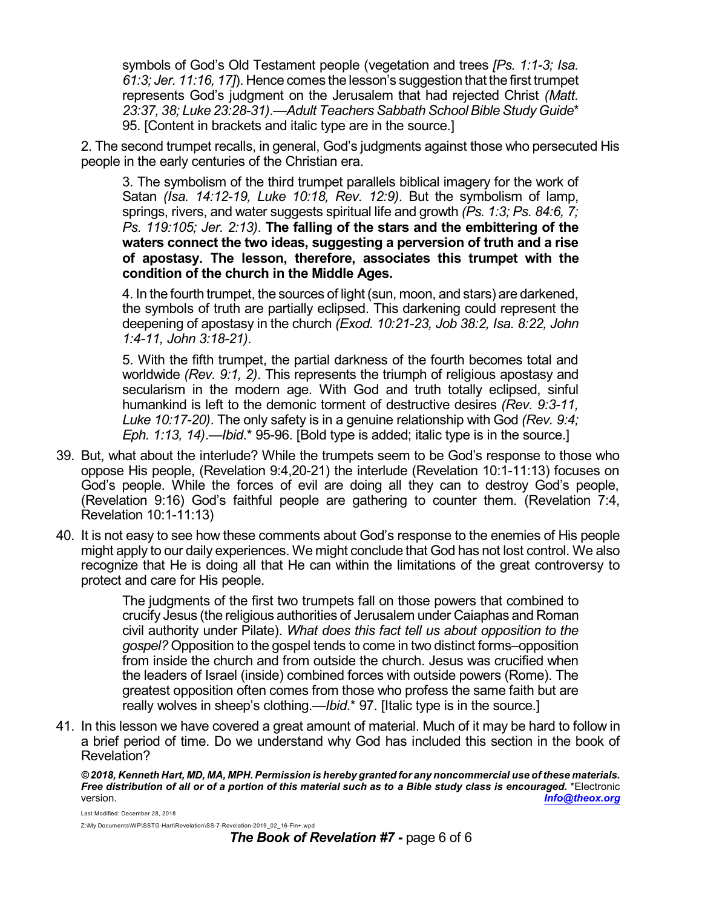symbols of God's Old Testament people (vegetation and trees *[Ps. 1:1-3; Isa. 61:3; Jer. 11:16, 17]*). Hence comes the lesson's suggestion that the first trumpet represents God's judgment on the Jerusalem that had rejected Christ *(Matt. 23:37, 38; Luke 23:28-31)*.—*Adult Teachers Sabbath School Bible Study Guide*\* 95. [Content in brackets and italic type are in the source.]

2. The second trumpet recalls, in general, God's judgments against those who persecuted His people in the early centuries of the Christian era.

> 3. The symbolism of the third trumpet parallels biblical imagery for the work of Satan *(Isa. 14:12-19, Luke 10:18, Rev. 12:9)*. But the symbolism of lamp, springs, rivers, and water suggests spiritual life and growth *(Ps. 1:3; Ps. 84:6, 7; Ps. 119:105; Jer. 2:13)*. **The falling of the stars and the embittering of the waters connect the two ideas, suggesting a perversion of truth and a rise of apostasy. The lesson, therefore, associates this trumpet with the condition of the church in the Middle Ages.**
>
> 4. In the fourth trumpet, the sources of light (sun, moon, and stars) are darkened, the symbols of truth are partially eclipsed. This darkening could represent the deepening of apostasy in the church *(Exod. 10:21-23, Job 38:2, Isa. 8:22, John 1:4-11, John 3:18-21)*.
>
> 5. With the fifth trumpet, the partial darkness of the fourth becomes total and worldwide *(Rev. 9:1, 2)*. This represents the triumph of religious apostasy and secularism in the modern age. With God and truth totally eclipsed, sinful humankind is left to the demonic torment of destructive desires *(Rev. 9:3-11, Luke 10:17-20)*. The only safety is in a genuine relationship with God *(Rev. 9:4; Eph. 1:13, 14)*.—*Ibid*.\* 95-96. [Bold type is added; italic type is in the source.]

39. But, what about the interlude? While the trumpets seem to be God's response to those who oppose His people, (Revelation 9:4,20-21) the interlude (Revelation 10:1-11:13) focuses on God's people. While the forces of evil are doing all they can to destroy God's people, (Revelation 9:16) God's faithful people are gathering to counter them. (Revelation 7:4, Revelation 10:1-11:13)

40. It is not easy to see how these comments about God's response to the enemies of His people might apply to our daily experiences. We might conclude that God has not lost control. We also recognize that He is doing all that He can within the limitations of the great controversy to protect and care for His people.

> The judgments of the first two trumpets fall on those powers that combined to crucify Jesus (the religious authorities of Jerusalem under Caiaphas and Roman civil authority under Pilate). *What does this fact tell us about opposition to the gospel?* Opposition to the gospel tends to come in two distinct forms–opposition from inside the church and from outside the church. Jesus was crucified when the leaders of Israel (inside) combined forces with outside powers (Rome). The greatest opposition often comes from those who profess the same faith but are really wolves in sheep's clothing.—*Ibid*.\* 97. [Italic type is in the source.]

41. In this lesson we have covered a great amount of material. Much of it may be hard to follow in a brief period of time. Do we understand why God has included this section in the book of Revelation?

***© 2018, Kenneth Hart, MD, MA, MPH. Permission is hereby granted for any noncommercial use of these materials. Free distribution of all or of a portion of this material such as to a Bible study class is encouraged.*** \*Electronic version. ***Info@theox.org***

Last Modified: December 28, 2018

Z:\My Documents\WP\SSTG-Hart\Revelation\SS-7-Revelation-2019_02_16-Fin+.wpd